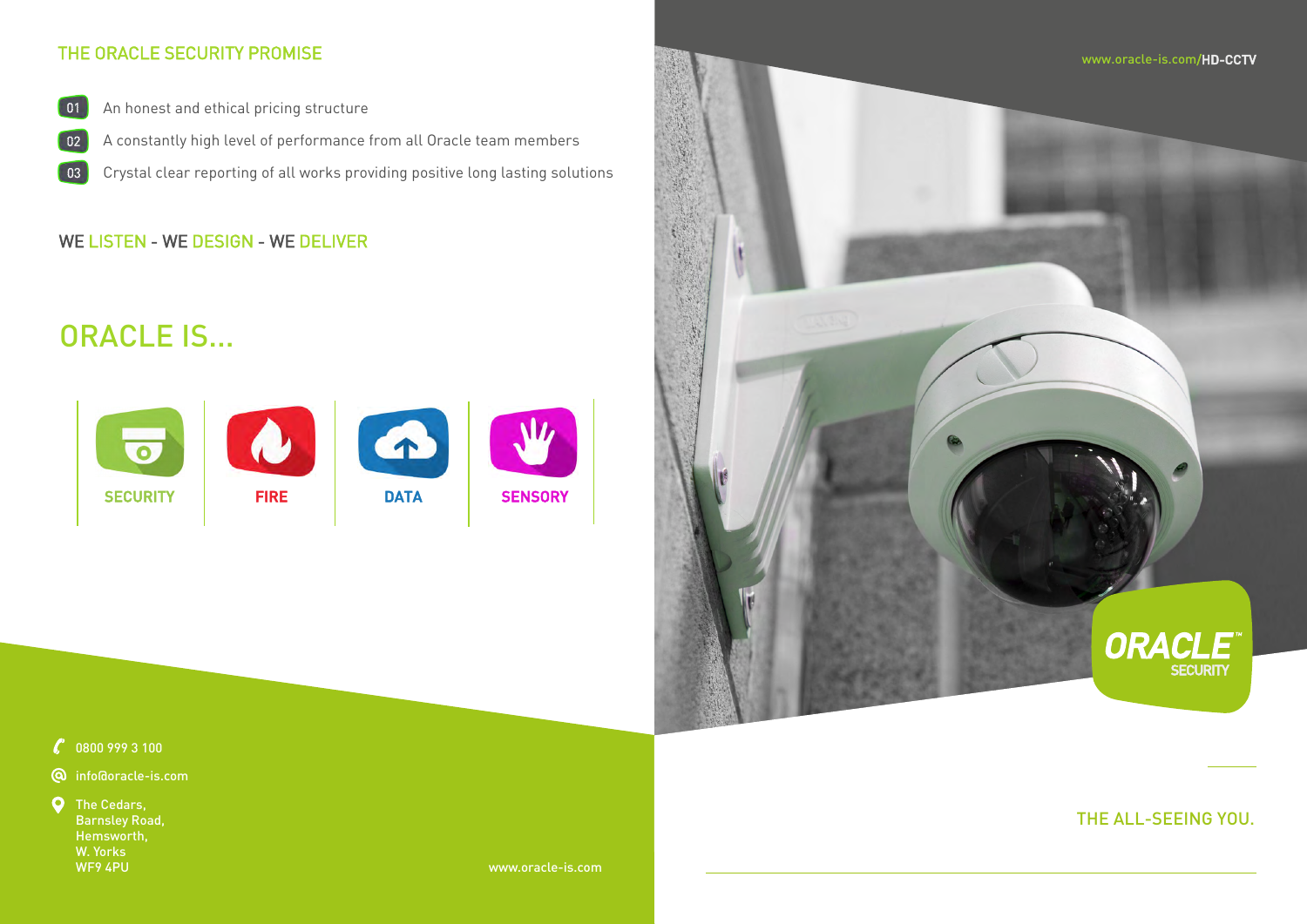## THE ORACLE SECURITY PROMISE

01 An honest and ethical pricing structure

02 A constantly high level of performance from all Oracle team members

03 Crystal clear reporting of all works providing positive long lasting solutions

WE LISTEN - WE DESIGN - WE DELIVER

## ORACLE IS...

SECURITY | FIRE | DATA | SENSORY

0800 999 3 100

info@oracle-is.com

The Cedars,
Barnsley Road,
Hemsworth,
W. Yorks
WF9 4PU

www.oracle-is.com

www.oracle-is.com/HD-CCTV

ORACLE™ SECURITY

THE ALL-SEEING YOU.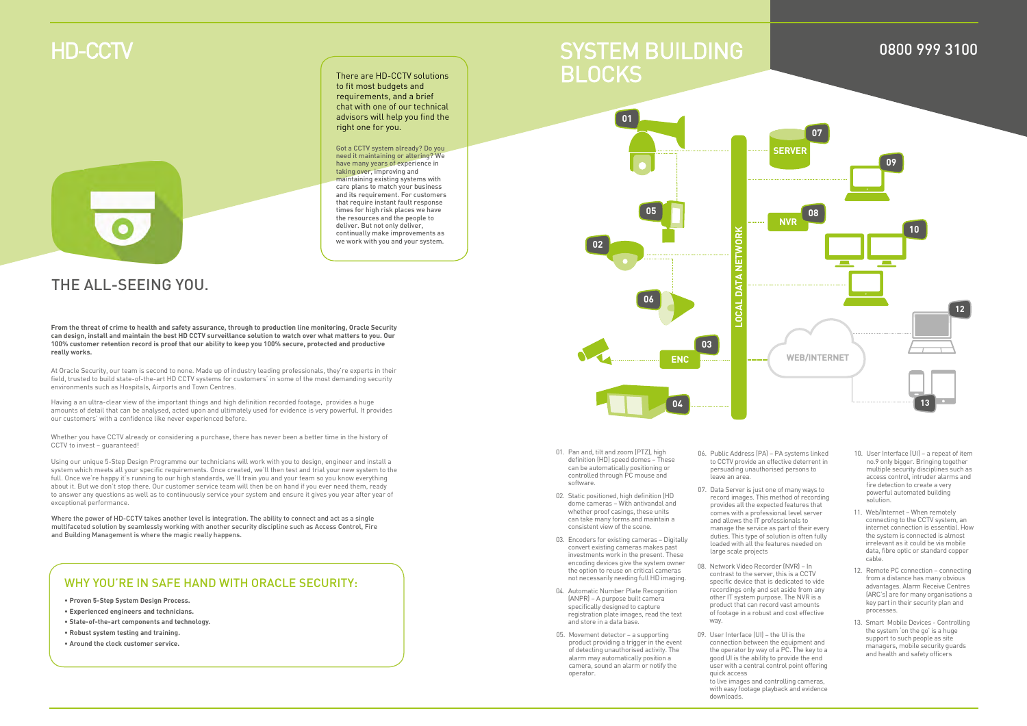# HD-CCTV

There are HD-CCTV solutions to fit most budgets and requirements, and a brief chat with one of our technical advisors will help you find the right one for you.

Got a CCTV system already? Do you need it maintaining or altering? We have many years of experience in taking over, improving and maintaining existing systems with care plans to match your business and its requirement. For customers that require instant fault response times for high risk places we have the resources and the people to deliver. But not only deliver, continually make improvements as we work with you and your system.

## THE ALL-SEEING YOU.

**From the threat of crime to health and safety assurance, through to production line monitoring, Oracle Security can design, install and maintain the best HD CCTV surveillance solution to watch over what matters to you. Our 100% customer retention record is proof that our ability to keep you 100% secure, protected and productive really works.**

At Oracle Security, our team is second to none. Made up of industry leading professionals, they're experts in their field, trusted to build state-of-the-art HD CCTV systems for customers' in some of the most demanding security environments such as Hospitals, Airports and Town Centres.

Having a an ultra-clear view of the important things and high definition recorded footage, provides a huge amounts of detail that can be analysed, acted upon and ultimately used for evidence is very powerful. It provides our customers' with a confidence like never experienced before.

Whether you have CCTV already or considering a purchase, there has never been a better time in the history of CCTV to invest – guaranteed!

Using our unique 5-Step Design Programme our technicians will work with you to design, engineer and install a system which meets all your specific requirements. Once created, we'll then test and trial your new system to the full. Once we're happy it's running to our high standards, we'll train you and your team so you know everything about it. But we don't stop there. Our customer service team will then be on hand if you ever need them, ready to answer any questions as well as to continuously service your system and ensure it gives you year after year of exceptional performance.

**Where the power of HD-CCTV takes another level is integration. The ability to connect and act as a single multifaceted solution by seamlessly working with another security discipline such as Access Control, Fire and Building Management is where the magic really happens.**

## WHY YOU'RE IN SAFE HAND WITH ORACLE SECURITY:

- **Proven 5-Step System Design Process.**
- **Experienced engineers and technicians.**
- **State-of-the-art components and technology.**
- **Robust system testing and training.**
- **Around the clock customer service.**

# SYSTEM BUILDING BLOCKS

0800 999 3100

01
02
03
04
05
06
07
08
09
10
12
13
SERVER
NVR
ENC
LOCAL DATA NETWORK
WEB/INTERNET

01. Pan and, tilt and zoom (PTZ), high definition (HD) speed domes – These can be automatically positioning or controlled through PC mouse and software.
02. Static positioned, high definition (HD dome cameras – With antivandal and whether proof casings, these units can take many forms and maintain a consistent view of the scene.
03. Encoders for existing cameras – Digitally convert existing cameras makes past investments work in the present. These encoding devices give the system owner the option to reuse on critical cameras not necessarily needing full HD imaging.
04. Automatic Number Plate Recognition (ANPR) – A purpose built camera specifically designed to capture registration plate images, read the text and store in a data base.
05. Movement detector – a supporting product providing a trigger in the event of detecting unauthorised activity. The alarm may automatically position a camera, sound an alarm or notify the operator.
06. Public Address (PA) – PA systems linked to CCTV provide an effective deterrent in persuading unauthorised persons to leave an area.
07. Data Server is just one of many ways to record images. This method of recording provides all the expected features that comes with a professional level server and allows the IT professionals to manage the service as part of their every duties. This type of solution is often fully loaded with all the features needed on large scale projects
08. Network Video Recorder (NVR) – In contrast to the server, this is a CCTV specific device that is dedicated to vide recordings only and set aside from any other IT system purpose. The NVR is a product that can record vast amounts of footage in a robust and cost effective way.
09. User Interface (UI) – the UI is the connection between the equipment and the operator by way of a PC. The key to a good UI is the ability to provide the end user with a central control point offering quick access to live images and controlling cameras, with easy footage playback and evidence downloads.
10. User Interface (UI) – a repeat of item no.9 only bigger. Bringing together multiple security disciplines such as access control, intruder alarms and fire detection to create a very powerful automated building solution.
11. Web/Internet – When remotely connecting to the CCTV system, an internet connection is essential. How the system is connected is almost irrelevant as it could be via mobile data, fibre optic or standard copper cable.
12. Remote PC connection – connecting from a distance has many obvious advantages. Alarm Receive Centres (ARC's) are for many organisations a key part in their security plan and processes.
13. Smart Mobile Devices - Controlling the system 'on the go' is a huge support to such people as site managers, mobile security guards and health and safety officers